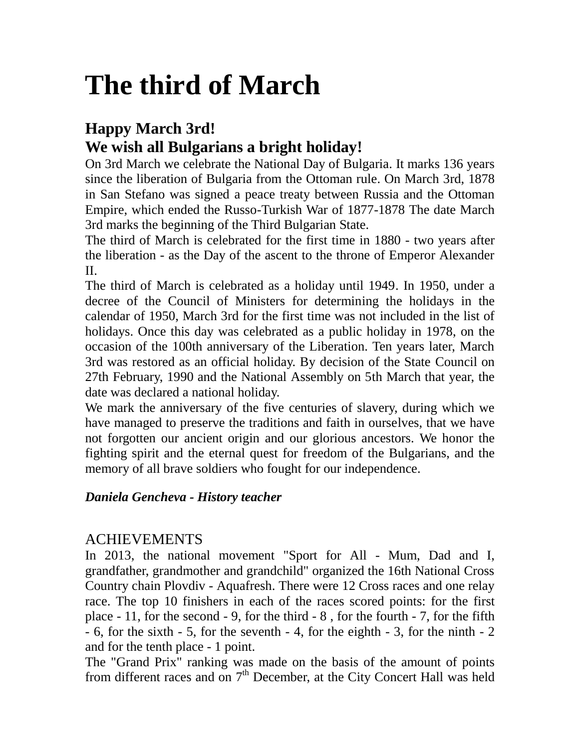# The third of March

## Happy March 3rd!
## We wish all Bulgarians a bright holiday!

On 3rd March we celebrate the National Day of Bulgaria. It marks 136 years since the liberation of Bulgaria from the Ottoman rule. On March 3rd, 1878 in San Stefano was signed a peace treaty between Russia and the Ottoman Empire, which ended the Russo-Turkish War of 1877-1878 The date March 3rd marks the beginning of the Third Bulgarian State.

The third of March is celebrated for the first time in 1880 - two years after the liberation - as the Day of the ascent to the throne of Emperor Alexander II.

The third of March is celebrated as a holiday until 1949. In 1950, under a decree of the Council of Ministers for determining the holidays in the calendar of 1950, March 3rd for the first time was not included in the list of holidays. Once this day was celebrated as a public holiday in 1978, on the occasion of the 100th anniversary of the Liberation. Ten years later, March 3rd was restored as an official holiday. By decision of the State Council on 27th February, 1990 and the National Assembly on 5th March that year, the date was declared a national holiday.

We mark the anniversary of the five centuries of slavery, during which we have managed to preserve the traditions and faith in ourselves, that we have not forgotten our ancient origin and our glorious ancestors. We honor the fighting spirit and the eternal quest for freedom of the Bulgarians, and the memory of all brave soldiers who fought for our independence.

***Daniela Gencheva - History teacher***

ACHIEVEMENTS

In 2013, the national movement "Sport for All - Mum, Dad and I, grandfather, grandmother and grandchild" organized the 16th National Cross Country chain Plovdiv - Aquafresh. There were 12 Cross races and one relay race. The top 10 finishers in each of the races scored points: for the first place - 11, for the second - 9, for the third - 8 , for the fourth - 7, for the fifth - 6, for the sixth - 5, for the seventh - 4, for the eighth - 3, for the ninth - 2 and for the tenth place - 1 point.

The "Grand Prix" ranking was made on the basis of the amount of points from different races and on 7th December, at the City Concert Hall was held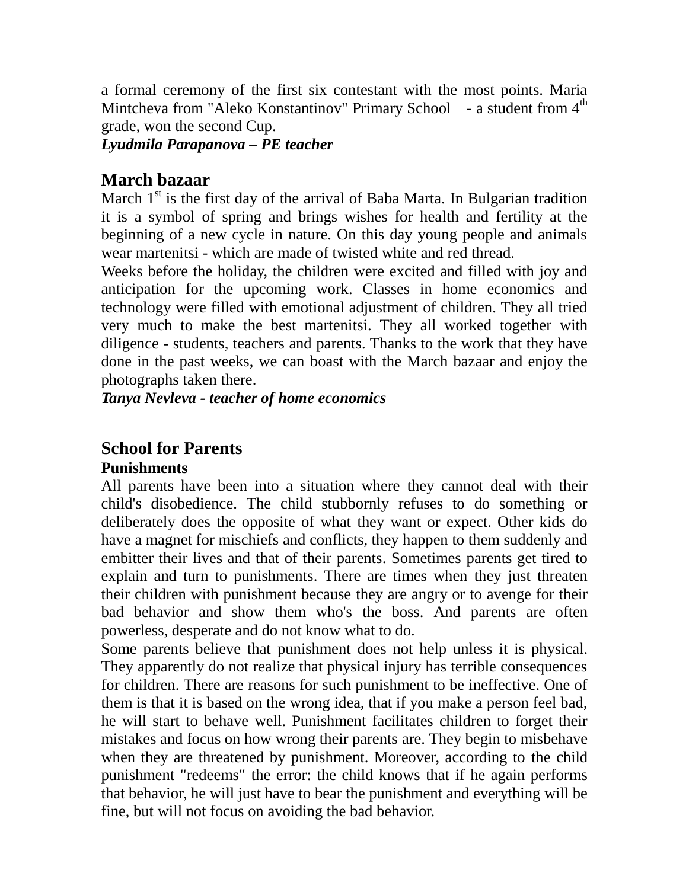a formal ceremony of the first six contestant with the most points. Maria Mintcheva from "Aleko Konstantinov" Primary School - a student from 4th grade, won the second Cup.

***Lyudmila Parapanova – PE teacher***

## March bazaar

March 1st is the first day of the arrival of Baba Marta. In Bulgarian tradition it is a symbol of spring and brings wishes for health and fertility at the beginning of a new cycle in nature. On this day young people and animals wear martenitsi - which are made of twisted white and red thread.

Weeks before the holiday, the children were excited and filled with joy and anticipation for the upcoming work. Classes in home economics and technology were filled with emotional adjustment of children. They all tried very much to make the best martenitsi. They all worked together with diligence - students, teachers and parents. Thanks to the work that they have done in the past weeks, we can boast with the March bazaar and enjoy the photographs taken there.

***Tanya Nevleva - teacher of home economics***

## School for Parents

### Punishments

All parents have been into a situation where they cannot deal with their child's disobedience. The child stubbornly refuses to do something or deliberately does the opposite of what they want or expect. Other kids do have a magnet for mischiefs and conflicts, they happen to them suddenly and embitter their lives and that of their parents. Sometimes parents get tired to explain and turn to punishments. There are times when they just threaten their children with punishment because they are angry or to avenge for their bad behavior and show them who's the boss. And parents are often powerless, desperate and do not know what to do.

Some parents believe that punishment does not help unless it is physical. They apparently do not realize that physical injury has terrible consequences for children. There are reasons for such punishment to be ineffective. One of them is that it is based on the wrong idea, that if you make a person feel bad, he will start to behave well. Punishment facilitates children to forget their mistakes and focus on how wrong their parents are. They begin to misbehave when they are threatened by punishment. Moreover, according to the child punishment "redeems" the error: the child knows that if he again performs that behavior, he will just have to bear the punishment and everything will be fine, but will not focus on avoiding the bad behavior.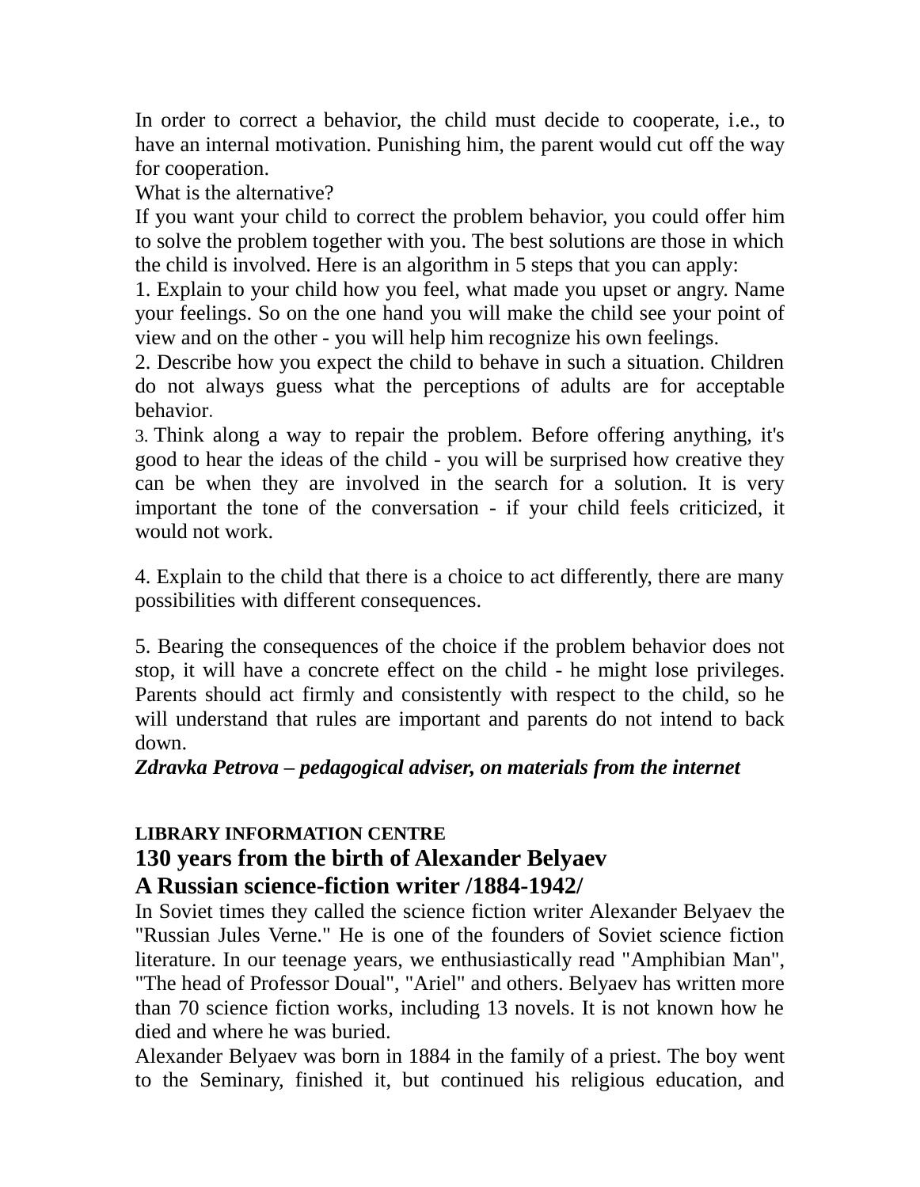In order to correct a behavior, the child must decide to cooperate, i.e., to have an internal motivation. Punishing him, the parent would cut off the way for cooperation.

What is the alternative?

If you want your child to correct the problem behavior, you could offer him to solve the problem together with you. The best solutions are those in which the child is involved. Here is an algorithm in 5 steps that you can apply:

1. Explain to your child how you feel, what made you upset or angry. Name your feelings. So on the one hand you will make the child see your point of view and on the other - you will help him recognize his own feelings.
2. Describe how you expect the child to behave in such a situation. Children do not always guess what the perceptions of adults are for acceptable behavior.
3. Think along a way to repair the problem. Before offering anything, it's good to hear the ideas of the child - you will be surprised how creative they can be when they are involved in the search for a solution. It is very important the tone of the conversation - if your child feels criticized, it would not work.

4. Explain to the child that there is a choice to act differently, there are many possibilities with different consequences.

5. Bearing the consequences of the choice if the problem behavior does not stop, it will have a concrete effect on the child - he might lose privileges. Parents should act firmly and consistently with respect to the child, so he will understand that rules are important and parents do not intend to back down.

***Zdravka Petrova – pedagogical adviser, on materials from the internet***

**LIBRARY INFORMATION CENTRE**

## 130 years from the birth of Alexander Belyaev
## A Russian science-fiction writer /1884-1942/

In Soviet times they called the science fiction writer Alexander Belyaev the "Russian Jules Verne." He is one of the founders of Soviet science fiction literature. In our teenage years, we enthusiastically read "Amphibian Man", "The head of Professor Doual", "Ariel" and others. Belyaev has written more than 70 science fiction works, including 13 novels. It is not known how he died and where he was buried.

Alexander Belyaev was born in 1884 in the family of a priest. The boy went to the Seminary, finished it, but continued his religious education, and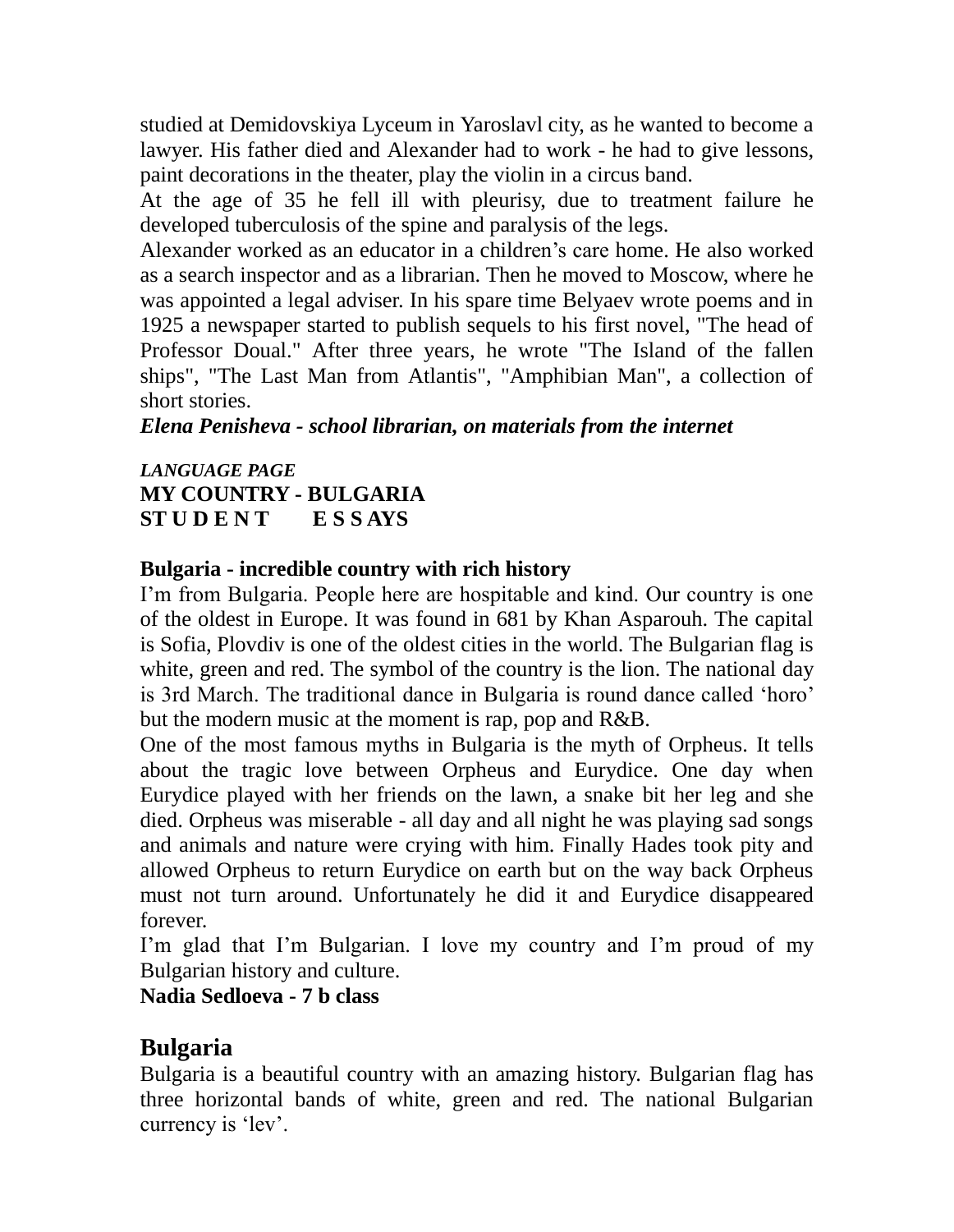studied at Demidovskiya Lyceum in Yaroslavl city, as he wanted to become a lawyer. His father died and Alexander had to work - he had to give lessons, paint decorations in the theater, play the violin in a circus band.

At the age of 35 he fell ill with pleurisy, due to treatment failure he developed tuberculosis of the spine and paralysis of the legs.

Alexander worked as an educator in a children's care home. He also worked as a search inspector and as a librarian. Then he moved to Moscow, where he was appointed a legal adviser. In his spare time Belyaev wrote poems and in 1925 a newspaper started to publish sequels to his first novel, "The head of Professor Doual." After three years, he wrote "The Island of the fallen ships", "The Last Man from Atlantis", "Amphibian Man", a collection of short stories.

***Elena Penisheva - school librarian, on materials from the internet***

***LANGUAGE PAGE***

**MY COUNTRY - BULGARIA**

**ST U D E N T E S S AYS**

**Bulgaria - incredible country with rich history**

I'm from Bulgaria. People here are hospitable and kind. Our country is one of the oldest in Europe. It was found in 681 by Khan Asparouh. The capital is Sofia, Plovdiv is one of the oldest cities in the world. The Bulgarian flag is white, green and red. The symbol of the country is the lion. The national day is 3rd March. The traditional dance in Bulgaria is round dance called 'horo' but the modern music at the moment is rap, pop and R&B.

One of the most famous myths in Bulgaria is the myth of Orpheus. It tells about the tragic love between Orpheus and Eurydice. One day when Eurydice played with her friends on the lawn, a snake bit her leg and she died. Orpheus was miserable - all day and all night he was playing sad songs and animals and nature were crying with him. Finally Hades took pity and allowed Orpheus to return Eurydice on earth but on the way back Orpheus must not turn around. Unfortunately he did it and Eurydice disappeared forever.

I'm glad that I'm Bulgarian. I love my country and I'm proud of my Bulgarian history and culture.

**Nadia Sedloeva - 7 b class**

## Bulgaria

Bulgaria is a beautiful country with an amazing history. Bulgarian flag has three horizontal bands of white, green and red. The national Bulgarian currency is 'lev'.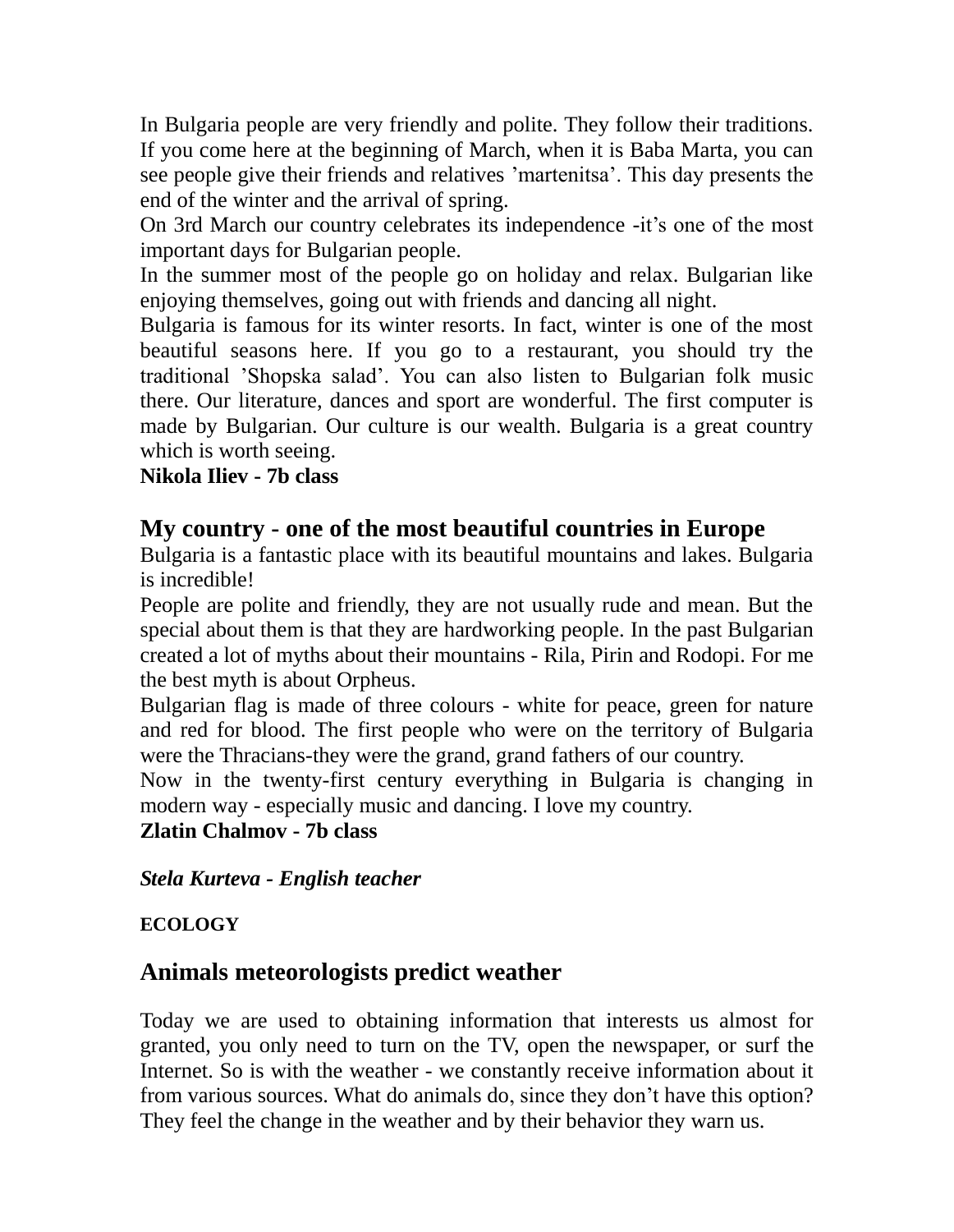In Bulgaria people are very friendly and polite. They follow their traditions. If you come here at the beginning of March, when it is Baba Marta, you can see people give their friends and relatives 'martenitsa'. This day presents the end of the winter and the arrival of spring.

On 3rd March our country celebrates its independence -it's one of the most important days for Bulgarian people.

In the summer most of the people go on holiday and relax. Bulgarian like enjoying themselves, going out with friends and dancing all night.

Bulgaria is famous for its winter resorts. In fact, winter is one of the most beautiful seasons here. If you go to a restaurant, you should try the traditional 'Shopska salad'. You can also listen to Bulgarian folk music there. Our literature, dances and sport are wonderful. The first computer is made by Bulgarian. Our culture is our wealth. Bulgaria is a great country which is worth seeing.

**Nikola Iliev - 7b class**

## My country - one of the most beautiful countries in Europe

Bulgaria is a fantastic place with its beautiful mountains and lakes. Bulgaria is incredible!

People are polite and friendly, they are not usually rude and mean. But the special about them is that they are hardworking people. In the past Bulgarian created a lot of myths about their mountains - Rila, Pirin and Rodopi. For me the best myth is about Orpheus.

Bulgarian flag is made of three colours - white for peace, green for nature and red for blood. The first people who were on the territory of Bulgaria were the Thracians-they were the grand, grand fathers of our country.

Now in the twenty-first century everything in Bulgaria is changing in modern way - especially music and dancing. I love my country.

**Zlatin Chalmov - 7b class**

***Stela Kurteva - English teacher***

**ECOLOGY**

## Animals meteorologists predict weather

Today we are used to obtaining information that interests us almost for granted, you only need to turn on the TV, open the newspaper, or surf the Internet. So is with the weather - we constantly receive information about it from various sources. What do animals do, since they don't have this option? They feel the change in the weather and by their behavior they warn us.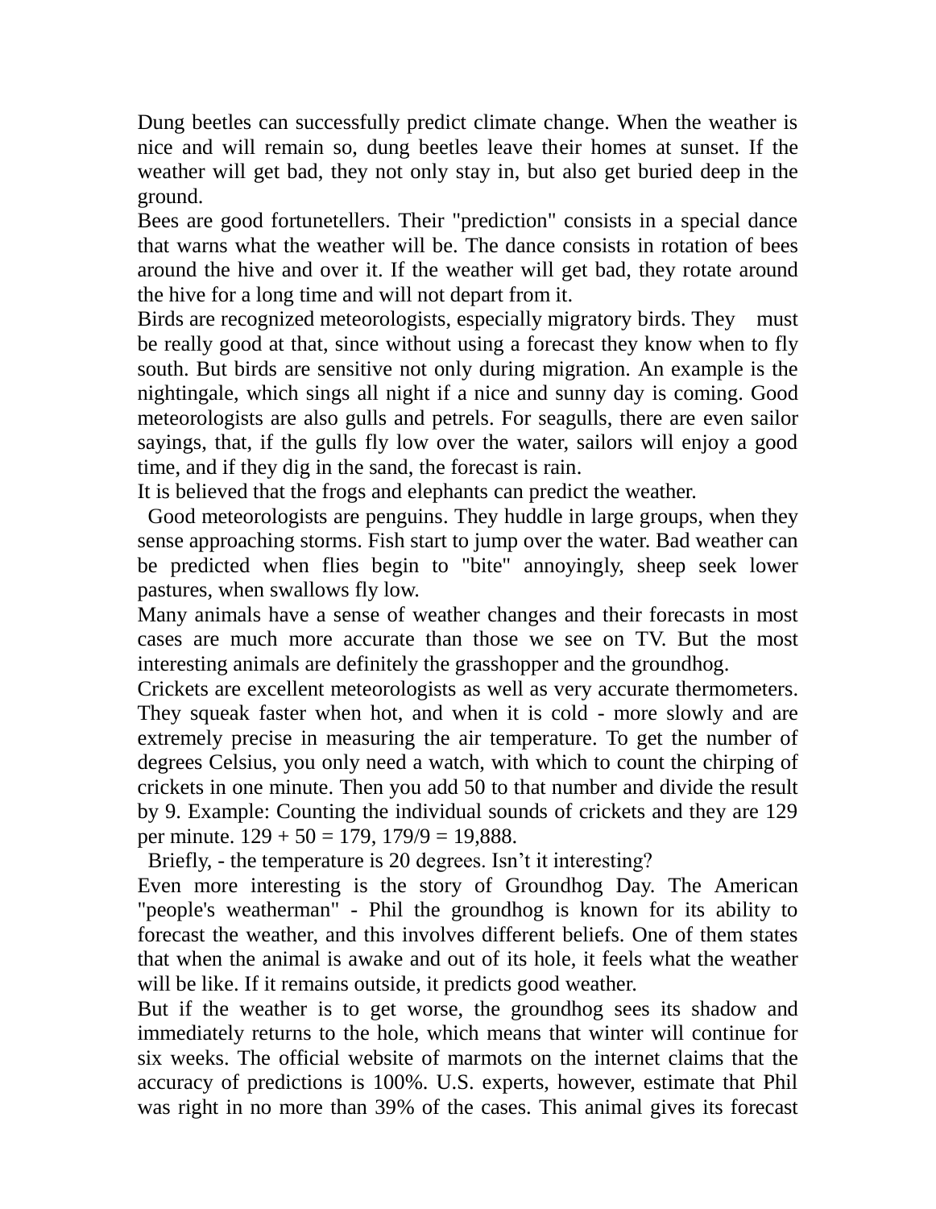Dung beetles can successfully predict climate change. When the weather is nice and will remain so, dung beetles leave their homes at sunset. If the weather will get bad, they not only stay in, but also get buried deep in the ground.

Bees are good fortunetellers. Their "prediction" consists in a special dance that warns what the weather will be. The dance consists in rotation of bees around the hive and over it. If the weather will get bad, they rotate around the hive for a long time and will not depart from it.

Birds are recognized meteorologists, especially migratory birds. They must be really good at that, since without using a forecast they know when to fly south. But birds are sensitive not only during migration. An example is the nightingale, which sings all night if a nice and sunny day is coming. Good meteorologists are also gulls and petrels. For seagulls, there are even sailor sayings, that, if the gulls fly low over the water, sailors will enjoy a good time, and if they dig in the sand, the forecast is rain.

It is believed that the frogs and elephants can predict the weather.

Good meteorologists are penguins. They huddle in large groups, when they sense approaching storms. Fish start to jump over the water. Bad weather can be predicted when flies begin to "bite" annoyingly, sheep seek lower pastures, when swallows fly low.

Many animals have a sense of weather changes and their forecasts in most cases are much more accurate than those we see on TV. But the most interesting animals are definitely the grasshopper and the groundhog.

Crickets are excellent meteorologists as well as very accurate thermometers. They squeak faster when hot, and when it is cold - more slowly and are extremely precise in measuring the air temperature. To get the number of degrees Celsius, you only need a watch, with which to count the chirping of crickets in one minute. Then you add 50 to that number and divide the result by 9. Example: Counting the individual sounds of crickets and they are 129 per minute. 129 + 50 = 179, 179/9 = 19,888.

Briefly, - the temperature is 20 degrees. Isn't it interesting?

Even more interesting is the story of Groundhog Day. The American "people's weatherman" - Phil the groundhog is known for its ability to forecast the weather, and this involves different beliefs. One of them states that when the animal is awake and out of its hole, it feels what the weather will be like. If it remains outside, it predicts good weather.

But if the weather is to get worse, the groundhog sees its shadow and immediately returns to the hole, which means that winter will continue for six weeks. The official website of marmots on the internet claims that the accuracy of predictions is 100%. U.S. experts, however, estimate that Phil was right in no more than 39% of the cases. This animal gives its forecast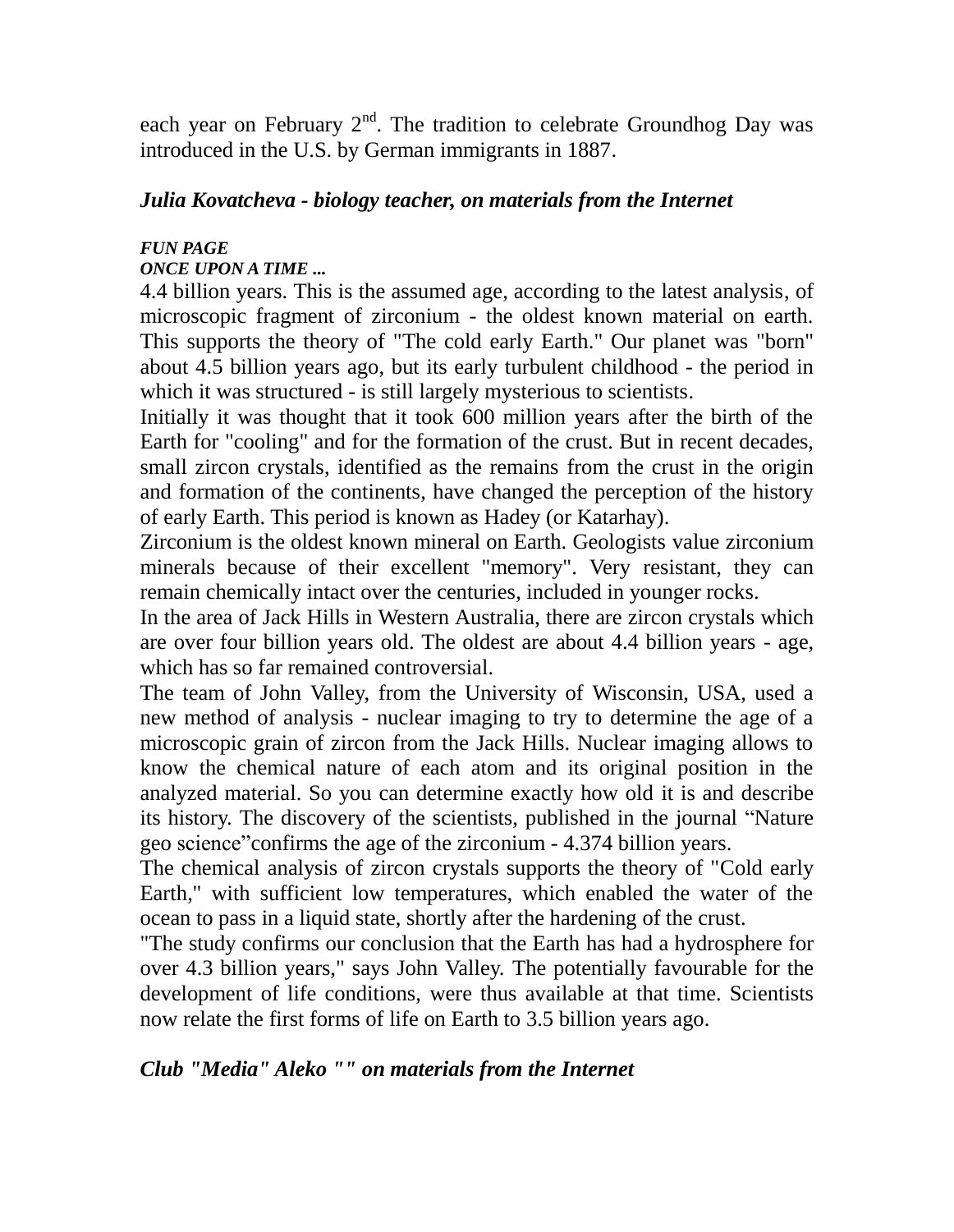each year on February 2nd. The tradition to celebrate Groundhog Day was introduced in the U.S. by German immigrants in 1887.

***Julia Kovatcheva - biology teacher, on materials from the Internet***

***FUN PAGE***

***ONCE UPON A TIME ...***

4.4 billion years. This is the assumed age, according to the latest analysis, of microscopic fragment of zirconium - the oldest known material on earth. This supports the theory of "The cold early Earth." Our planet was "born" about 4.5 billion years ago, but its early turbulent childhood - the period in which it was structured - is still largely mysterious to scientists.

Initially it was thought that it took 600 million years after the birth of the Earth for "cooling" and for the formation of the crust. But in recent decades, small zircon crystals, identified as the remains from the crust in the origin and formation of the continents, have changed the perception of the history of early Earth. This period is known as Hadey (or Katarhay).

Zirconium is the oldest known mineral on Earth. Geologists value zirconium minerals because of their excellent "memory". Very resistant, they can remain chemically intact over the centuries, included in younger rocks.

In the area of Jack Hills in Western Australia, there are zircon crystals which are over four billion years old. The oldest are about 4.4 billion years - age, which has so far remained controversial.

The team of John Valley, from the University of Wisconsin, USA, used a new method of analysis - nuclear imaging to try to determine the age of a microscopic grain of zircon from the Jack Hills. Nuclear imaging allows to know the chemical nature of each atom and its original position in the analyzed material. So you can determine exactly how old it is and describe its history. The discovery of the scientists, published in the journal "Nature geo science"confirms the age of the zirconium - 4.374 billion years.

The chemical analysis of zircon crystals supports the theory of "Cold early Earth," with sufficient low temperatures, which enabled the water of the ocean to pass in a liquid state, shortly after the hardening of the crust.

"The study confirms our conclusion that the Earth has had a hydrosphere for over 4.3 billion years," says John Valley. The potentially favourable for the development of life conditions, were thus available at that time. Scientists now relate the first forms of life on Earth to 3.5 billion years ago.

***Club "Media" Aleko "" on materials from the Internet***